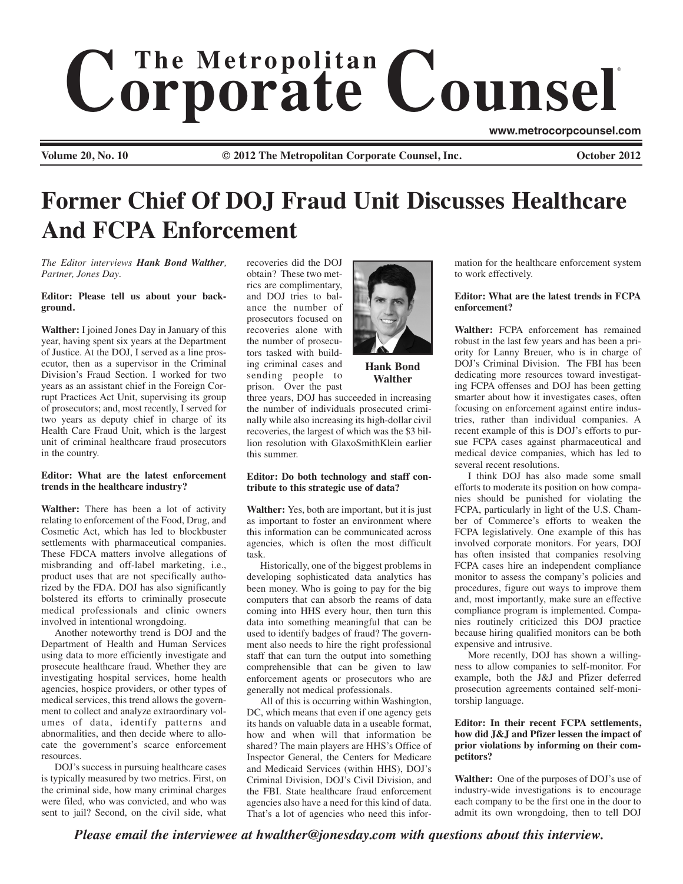# The Metropolitan Corporate Counsel

www.metrocorpcounsel.com

**Volume 20, No. 10** **© 2012 The Metropolitan Corporate Counsel, Inc.** **October 2012**

# Former Chief Of DOJ Fraud Unit Discusses Healthcare And FCPA Enforcement

*The Editor interviews **Hank Bond Walther**, Partner, Jones Day.*

**Editor: Please tell us about your background.**

**Walther:** I joined Jones Day in January of this year, having spent six years at the Department of Justice. At the DOJ, I served as a line prosecutor, then as a supervisor in the Criminal Division's Fraud Section. I worked for two years as an assistant chief in the Foreign Corrupt Practices Act Unit, supervising its group of prosecutors; and, most recently, I served for two years as deputy chief in charge of its Health Care Fraud Unit, which is the largest unit of criminal healthcare fraud prosecutors in the country.

**Editor: What are the latest enforcement trends in the healthcare industry?**

**Walther:** There has been a lot of activity relating to enforcement of the Food, Drug, and Cosmetic Act, which has led to blockbuster settlements with pharmaceutical companies. These FDCA matters involve allegations of misbranding and off-label marketing, i.e., product uses that are not specifically authorized by the FDA. DOJ has also significantly bolstered its efforts to criminally prosecute medical professionals and clinic owners involved in intentional wrongdoing.

Another noteworthy trend is DOJ and the Department of Health and Human Services using data to more efficiently investigate and prosecute healthcare fraud. Whether they are investigating hospital services, home health agencies, hospice providers, or other types of medical services, this trend allows the government to collect and analyze extraordinary volumes of data, identify patterns and abnormalities, and then decide where to allocate the government's scarce enforcement resources.

DOJ's success in pursuing healthcare cases is typically measured by two metrics. First, on the criminal side, how many criminal charges were filed, who was convicted, and who was sent to jail? Second, on the civil side, what recoveries did the DOJ obtain? These two metrics are complimentary, and DOJ tries to balance the number of prosecutors focused on recoveries alone with the number of prosecutors tasked with building criminal cases and sending people to prison. Over the past three years, DOJ has succeeded in increasing the number of individuals prosecuted criminally while also increasing its high-dollar civil recoveries, the largest of which was the $3 billion resolution with GlaxoSmithKline earlier this summer.

**Hank Bond Walther**

**Editor: Do both technology and staff contribute to this strategic use of data?**

**Walther:** Yes, both are important, but it is just as important to foster an environment where this information can be communicated across agencies, which is often the most difficult task.

Historically, one of the biggest problems in developing sophisticated data analytics has been money. Who is going to pay for the big computers that can absorb the reams of data coming into HHS every hour, then turn this data into something meaningful that can be used to identify badges of fraud? The government also needs to hire the right professional staff that can turn the output into something comprehensible that can be given to law enforcement agents or prosecutors who are generally not medical professionals.

All of this is occurring within Washington, DC, which means that even if one agency gets its hands on valuable data in a useable format, how and when will that information be shared? The main players are HHS's Office of Inspector General, the Centers for Medicare and Medicaid Services (within HHS), DOJ's Criminal Division, DOJ's Civil Division, and the FBI. State healthcare fraud enforcement agencies also have a need for this kind of data. That's a lot of agencies who need this information for the healthcare enforcement system to work effectively.

**Editor: What are the latest trends in FCPA enforcement?**

**Walther:** FCPA enforcement has remained robust in the last few years and has been a priority for Lanny Breuer, who is in charge of DOJ's Criminal Division. The FBI has been dedicating more resources toward investigating FCPA offenses and DOJ has been getting smarter about how it investigates cases, often focusing on enforcement against entire industries, rather than individual companies. A recent example of this is DOJ's efforts to pursue FCPA cases against pharmaceutical and medical device companies, which has led to several recent resolutions.

I think DOJ has also made some small efforts to moderate its position on how companies should be punished for violating the FCPA, particularly in light of the U.S. Chamber of Commerce's efforts to weaken the FCPA legislatively. One example of this has involved corporate monitors. For years, DOJ has often insisted that companies resolving FCPA cases hire an independent compliance monitor to assess the company's policies and procedures, figure out ways to improve them and, most importantly, make sure an effective compliance program is implemented. Companies routinely criticized this DOJ practice because hiring qualified monitors can be both expensive and intrusive.

More recently, DOJ has shown a willingness to allow companies to self-monitor. For example, both the J&J and Pfizer deferred prosecution agreements contained self-monitorship language.

**Editor: In their recent FCPA settlements, how did J&J and Pfizer lessen the impact of prior violations by informing on their competitors?**

**Walther:** One of the purposes of DOJ's use of industry-wide investigations is to encourage each company to be the first one in the door to admit its own wrongdoing, then to tell DOJ

***Please email the interviewee at hwalther@jonesday.com with questions about this interview.***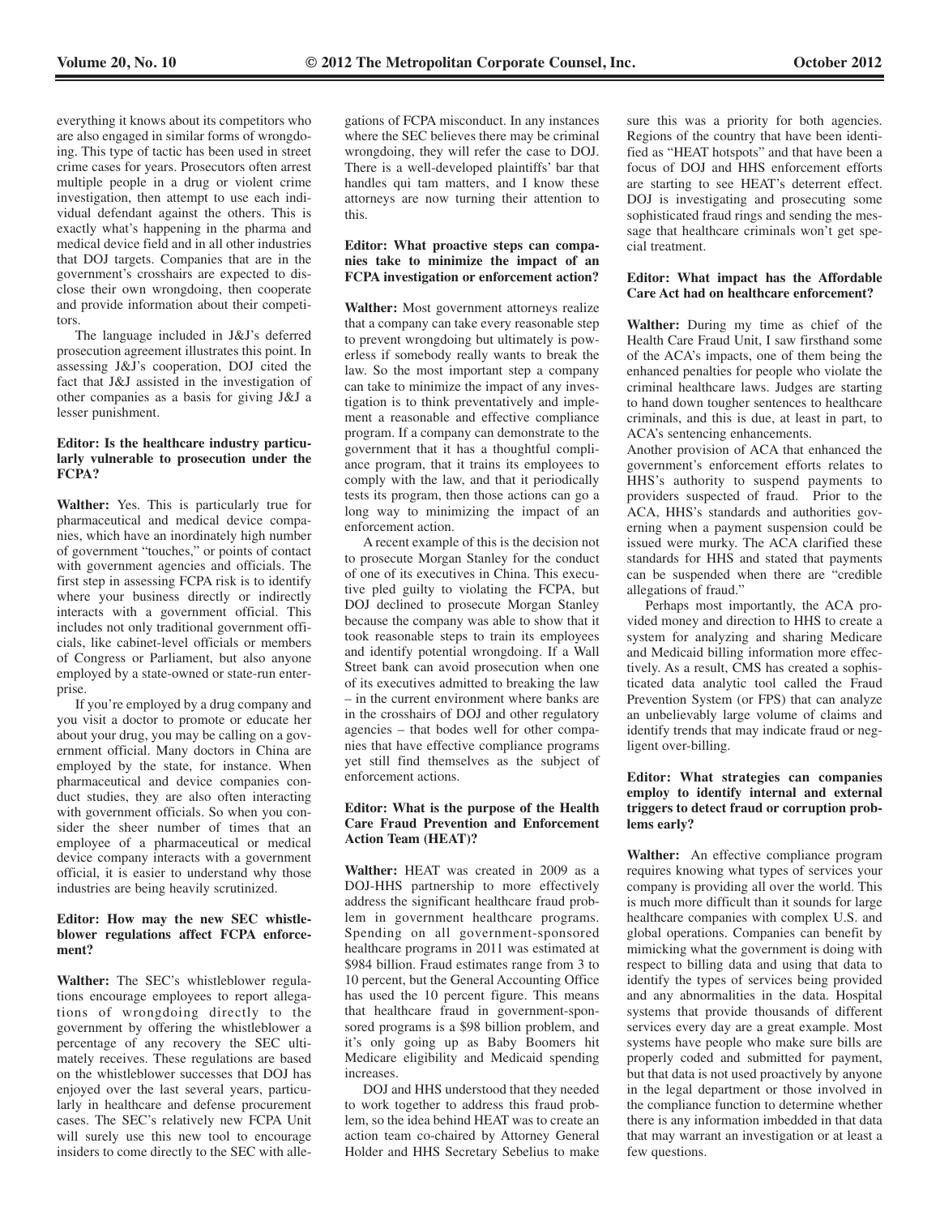everything it knows about its competitors who are also engaged in similar forms of wrongdoing. This type of tactic has been used in street crime cases for years. Prosecutors often arrest multiple people in a drug or violent crime investigation, then attempt to use each individual defendant against the others. This is exactly what's happening in the pharma and medical device field and in all other industries that DOJ targets. Companies that are in the government's crosshairs are expected to disclose their own wrongdoing, then cooperate and provide information about their competitors.

The language included in J&J's deferred prosecution agreement illustrates this point. In assessing J&J's cooperation, DOJ cited the fact that J&J assisted in the investigation of other companies as a basis for giving J&J a lesser punishment.

**Editor: Is the healthcare industry particularly vulnerable to prosecution under the FCPA?**

**Walther:** Yes. This is particularly true for pharmaceutical and medical device companies, which have an inordinately high number of government "touches," or points of contact with government agencies and officials. The first step in assessing FCPA risk is to identify where your business directly or indirectly interacts with a government official. This includes not only traditional government officials, like cabinet-level officials or members of Congress or Parliament, but also anyone employed by a state-owned or state-run enterprise.

If you're employed by a drug company and you visit a doctor to promote or educate her about your drug, you may be calling on a government official. Many doctors in China are employed by the state, for instance. When pharmaceutical and device companies conduct studies, they are also often interacting with government officials. So when you consider the sheer number of times that an employee of a pharmaceutical or medical device company interacts with a government official, it is easier to understand why those industries are being heavily scrutinized.

**Editor: How may the new SEC whistleblower regulations affect FCPA enforcement?**

**Walther:** The SEC's whistleblower regulations encourage employees to report allegations of wrongdoing directly to the government by offering the whistleblower a percentage of any recovery the SEC ultimately receives. These regulations are based on the whistleblower successes that DOJ has enjoyed over the last several years, particularly in healthcare and defense procurement cases. The SEC's relatively new FCPA Unit will surely use this new tool to encourage insiders to come directly to the SEC with allegations of FCPA misconduct. In any instances where the SEC believes there may be criminal wrongdoing, they will refer the case to DOJ. There is a well-developed plaintiffs' bar that handles qui tam matters, and I know these attorneys are now turning their attention to this.

**Editor: What proactive steps can companies take to minimize the impact of an FCPA investigation or enforcement action?**

**Walther:** Most government attorneys realize that a company can take every reasonable step to prevent wrongdoing but ultimately is powerless if somebody really wants to break the law. So the most important step a company can take to minimize the impact of any investigation is to think preventatively and implement a reasonable and effective compliance program. If a company can demonstrate to the government that it has a thoughtful compliance program, that it trains its employees to comply with the law, and that it periodically tests its program, then those actions can go a long way to minimizing the impact of an enforcement action.

A recent example of this is the decision not to prosecute Morgan Stanley for the conduct of one of its executives in China. This executive pled guilty to violating the FCPA, but DOJ declined to prosecute Morgan Stanley because the company was able to show that it took reasonable steps to train its employees and identify potential wrongdoing. If a Wall Street bank can avoid prosecution when one of its executives admitted to breaking the law – in the current environment where banks are in the crosshairs of DOJ and other regulatory agencies – that bodes well for other companies that have effective compliance programs yet still find themselves as the subject of enforcement actions.

**Editor: What is the purpose of the Health Care Fraud Prevention and Enforcement Action Team (HEAT)?**

**Walther:** HEAT was created in 2009 as a DOJ-HHS partnership to more effectively address the significant healthcare fraud problem in government healthcare programs. Spending on all government-sponsored healthcare programs in 2011 was estimated at $984 billion. Fraud estimates range from 3 to 10 percent, but the General Accounting Office has used the 10 percent figure. This means that healthcare fraud in government-sponsored programs is a $98 billion problem, and it's only going up as Baby Boomers hit Medicare eligibility and Medicaid spending increases.

DOJ and HHS understood that they needed to work together to address this fraud problem, so the idea behind HEAT was to create an action team co-chaired by Attorney General Holder and HHS Secretary Sebelius to make sure this was a priority for both agencies. Regions of the country that have been identified as "HEAT hotspots" and that have been a focus of DOJ and HHS enforcement efforts are starting to see HEAT's deterrent effect. DOJ is investigating and prosecuting some sophisticated fraud rings and sending the message that healthcare criminals won't get special treatment.

**Editor: What impact has the Affordable Care Act had on healthcare enforcement?**

**Walther:** During my time as chief of the Health Care Fraud Unit, I saw firsthand some of the ACA's impacts, one of them being the enhanced penalties for people who violate the criminal healthcare laws. Judges are starting to hand down tougher sentences to healthcare criminals, and this is due, at least in part, to ACA's sentencing enhancements.

Another provision of ACA that enhanced the government's enforcement efforts relates to HHS's authority to suspend payments to providers suspected of fraud. Prior to the ACA, HHS's standards and authorities governing when a payment suspension could be issued were murky. The ACA clarified these standards for HHS and stated that payments can be suspended when there are "credible allegations of fraud."

Perhaps most importantly, the ACA provided money and direction to HHS to create a system for analyzing and sharing Medicare and Medicaid billing information more effectively. As a result, CMS has created a sophisticated data analytic tool called the Fraud Prevention System (or FPS) that can analyze an unbelievably large volume of claims and identify trends that may indicate fraud or negligent over-billing.

**Editor: What strategies can companies employ to identify internal and external triggers to detect fraud or corruption problems early?**

**Walther:** An effective compliance program requires knowing what types of services your company is providing all over the world. This is much more difficult than it sounds for large healthcare companies with complex U.S. and global operations. Companies can benefit by mimicking what the government is doing with respect to billing data and using that data to identify the types of services being provided and any abnormalities in the data. Hospital systems that provide thousands of different services every day are a great example. Most systems have people who make sure bills are properly coded and submitted for payment, but that data is not used proactively by anyone in the legal department or those involved in the compliance function to determine whether there is any information imbedded in that data that may warrant an investigation or at least a few questions.